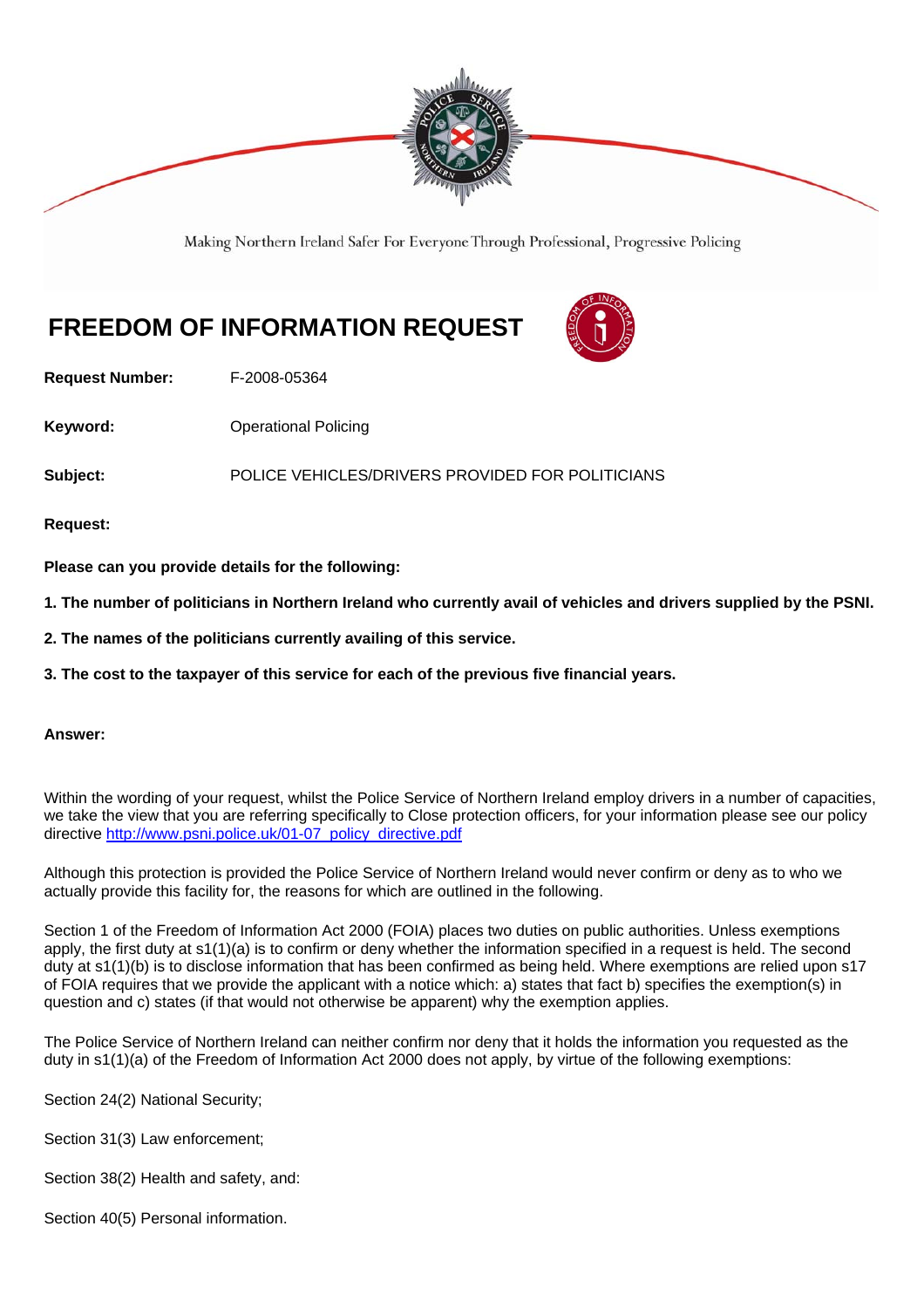Making Northern Ireland Safer For Everyone Through Professional, Progressive Policing

# FREEDOM OF INFORMATION REQUEST

**Request Number:** F-2008-05364

**Keyword:** Operational Policing

**Subject:** POLICE VEHICLES/DRIVERS PROVIDED FOR POLITICIANS

**Request:**

**Please can you provide details for the following:**

**1. The number of politicians in Northern Ireland who currently avail of vehicles and drivers supplied by the PSNI.**

**2. The names of the politicians currently availing of this service.**

**3. The cost to the taxpayer of this service for each of the previous five financial years.**

**Answer:**

Within the wording of your request, whilst the Police Service of Northern Ireland employ drivers in a number of capacities, we take the view that you are referring specifically to Close protection officers, for your information please see our policy directive http://www.psni.police.uk/01-07_policy_directive.pdf

Although this protection is provided the Police Service of Northern Ireland would never confirm or deny as to who we actually provide this facility for, the reasons for which are outlined in the following.

Section 1 of the Freedom of Information Act 2000 (FOIA) places two duties on public authorities. Unless exemptions apply, the first duty at s1(1)(a) is to confirm or deny whether the information specified in a request is held. The second duty at s1(1)(b) is to disclose information that has been confirmed as being held. Where exemptions are relied upon s17 of FOIA requires that we provide the applicant with a notice which: a) states that fact b) specifies the exemption(s) in question and c) states (if that would not otherwise be apparent) why the exemption applies.

The Police Service of Northern Ireland can neither confirm nor deny that it holds the information you requested as the duty in s1(1)(a) of the Freedom of Information Act 2000 does not apply, by virtue of the following exemptions:

Section 24(2) National Security;

Section 31(3) Law enforcement;

Section 38(2) Health and safety, and:

Section 40(5) Personal information.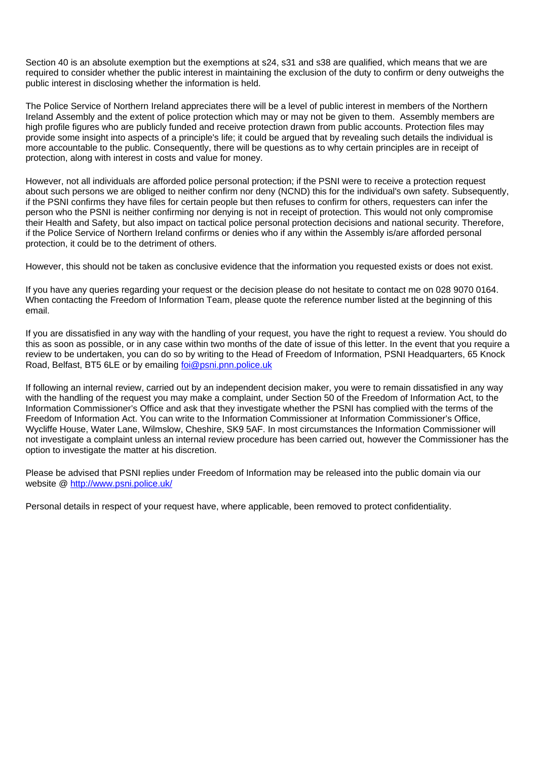Section 40 is an absolute exemption but the exemptions at s24, s31 and s38 are qualified, which means that we are required to consider whether the public interest in maintaining the exclusion of the duty to confirm or deny outweighs the public interest in disclosing whether the information is held.

The Police Service of Northern Ireland appreciates there will be a level of public interest in members of the Northern Ireland Assembly and the extent of police protection which may or may not be given to them. Assembly members are high profile figures who are publicly funded and receive protection drawn from public accounts. Protection files may provide some insight into aspects of a principle's life; it could be argued that by revealing such details the individual is more accountable to the public. Consequently, there will be questions as to why certain principles are in receipt of protection, along with interest in costs and value for money.

However, not all individuals are afforded police personal protection; if the PSNI were to receive a protection request about such persons we are obliged to neither confirm nor deny (NCND) this for the individual's own safety. Subsequently, if the PSNI confirms they have files for certain people but then refuses to confirm for others, requesters can infer the person who the PSNI is neither confirming nor denying is not in receipt of protection. This would not only compromise their Health and Safety, but also impact on tactical police personal protection decisions and national security. Therefore, if the Police Service of Northern Ireland confirms or denies who if any within the Assembly is/are afforded personal protection, it could be to the detriment of others.

However, this should not be taken as conclusive evidence that the information you requested exists or does not exist.

If you have any queries regarding your request or the decision please do not hesitate to contact me on 028 9070 0164. When contacting the Freedom of Information Team, please quote the reference number listed at the beginning of this email.

If you are dissatisfied in any way with the handling of your request, you have the right to request a review. You should do this as soon as possible, or in any case within two months of the date of issue of this letter. In the event that you require a review to be undertaken, you can do so by writing to the Head of Freedom of Information, PSNI Headquarters, 65 Knock Road, Belfast, BT5 6LE or by emailing foi@psni.pnn.police.uk

If following an internal review, carried out by an independent decision maker, you were to remain dissatisfied in any way with the handling of the request you may make a complaint, under Section 50 of the Freedom of Information Act, to the Information Commissioner's Office and ask that they investigate whether the PSNI has complied with the terms of the Freedom of Information Act. You can write to the Information Commissioner at Information Commissioner's Office, Wycliffe House, Water Lane, Wilmslow, Cheshire, SK9 5AF. In most circumstances the Information Commissioner will not investigate a complaint unless an internal review procedure has been carried out, however the Commissioner has the option to investigate the matter at his discretion.

Please be advised that PSNI replies under Freedom of Information may be released into the public domain via our website @ http://www.psni.police.uk/

Personal details in respect of your request have, where applicable, been removed to protect confidentiality.